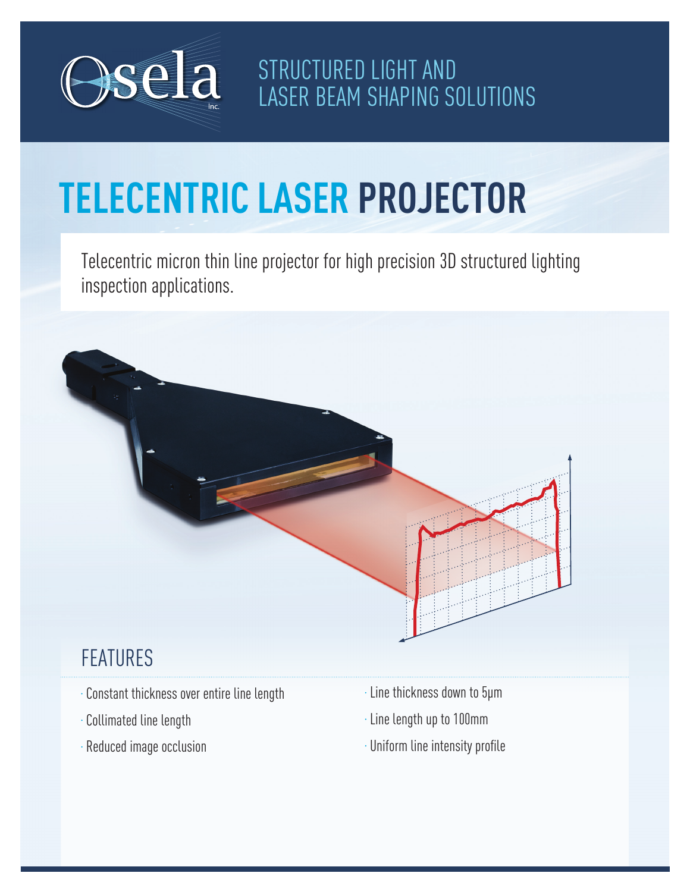Osela Inc.

STRUCTURED LIGHT AND LASER BEAM SHAPING SOLUTIONS

# TELECENTRIC LASER PROJECTOR

Telecentric micron thin line projector for high precision 3D structured lighting inspection applications.

## FEATURES

- Constant thickness over entire line length
- Collimated line length
- Reduced image occlusion
- Line thickness down to 5µm
- Line length up to 100mm
- Uniform line intensity profile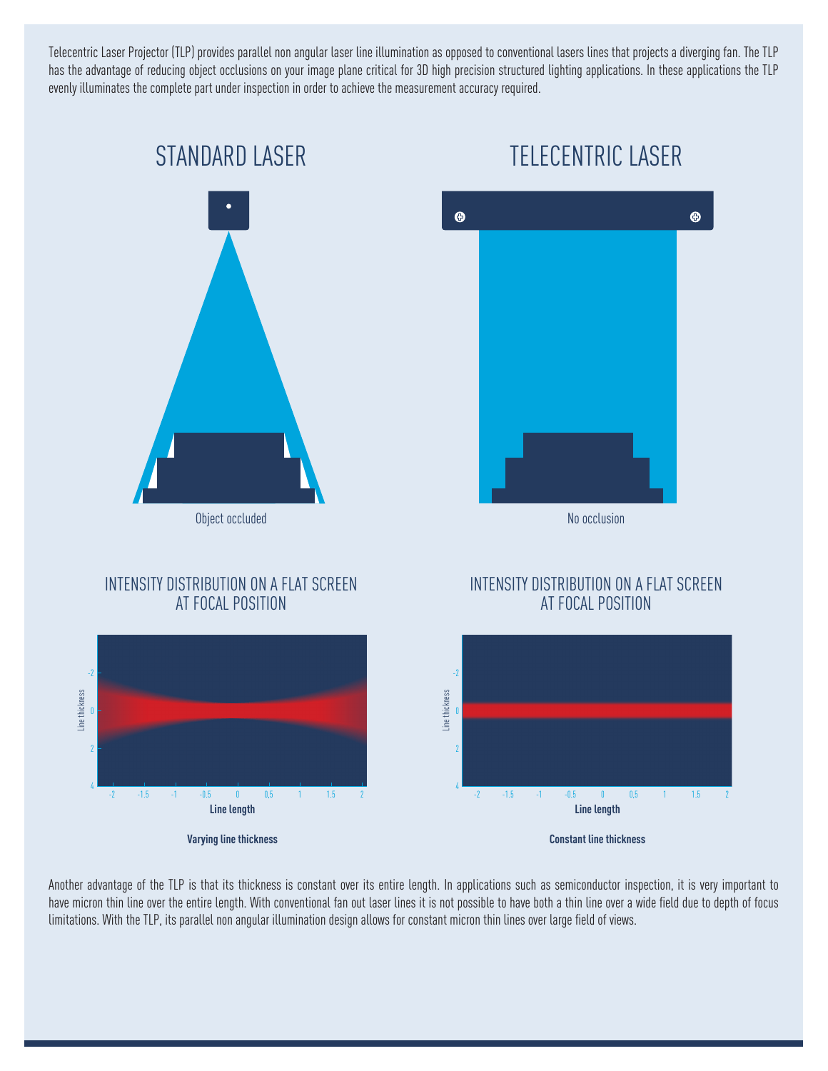Telecentric Laser Projector (TLP) provides parallel non angular laser line illumination as opposed to conventional lasers lines that projects a diverging fan. The TLP has the advantage of reducing object occlusions on your image plane critical for 3D high precision structured lighting applications. In these applications the TLP evenly illuminates the complete part under inspection in order to achieve the measurement accuracy required.

## STANDARD LASER

Object occluded

## TELECENTRIC LASER

No occlusion

### INTENSITY DISTRIBUTION ON A FLAT SCREEN AT FOCAL POSITION

Line thickness

Line length

**Varying line thickness**

### INTENSITY DISTRIBUTION ON A FLAT SCREEN AT FOCAL POSITION

Line thickness

Line length

**Constant line thickness**

Another advantage of the TLP is that its thickness is constant over its entire length. In applications such as semiconductor inspection, it is very important to have micron thin line over the entire length. With conventional fan out laser lines it is not possible to have both a thin line over a wide field due to depth of focus limitations. With the TLP, its parallel non angular illumination design allows for constant micron thin lines over large field of views.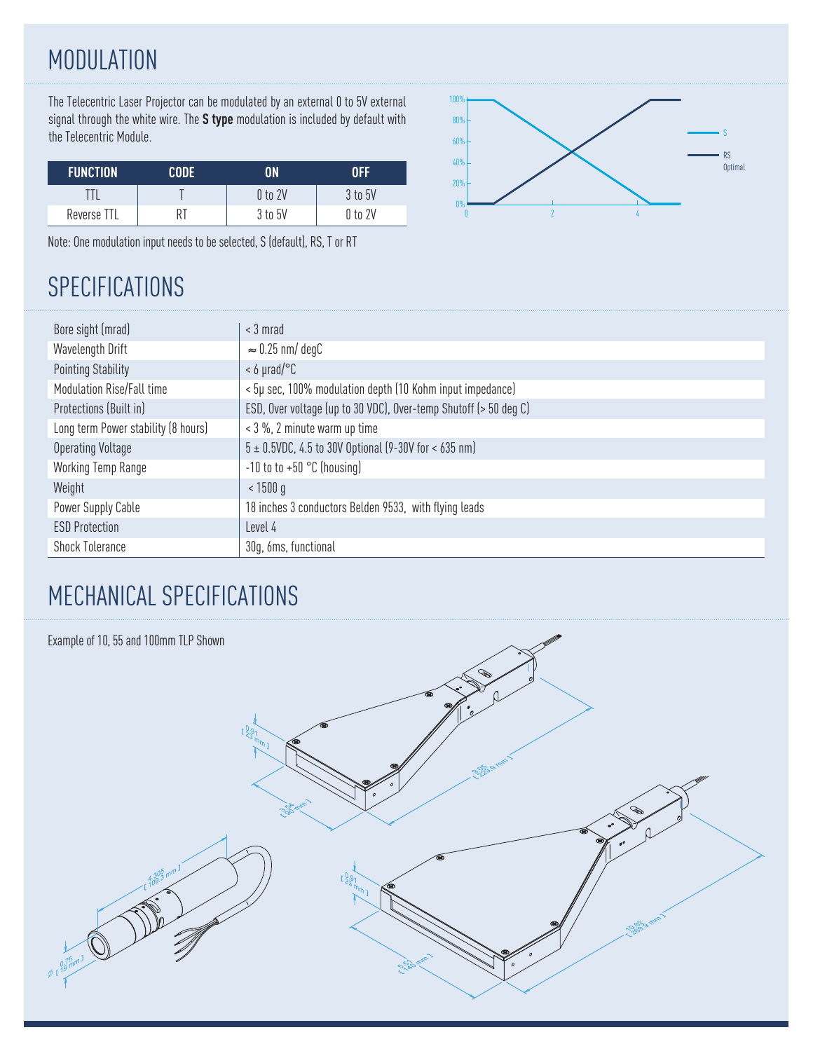# MODULATION

The Telecentric Laser Projector can be modulated by an external 0 to 5V external signal through the white wire. The **S type** modulation is included by default with the Telecentric Module.

| FUNCTION | CODE | ON | OFF |
|---|---|---|---|
| TTL | T | 0 to 2V | 3 to 5V |
| Reverse TTL | RT | 3 to 5V | 0 to 2V |

Note: One modulation input needs to be selected, S (default), RS, T or RT

# SPECIFICATIONS

| | |
|---|---|
| Bore sight (mrad) | < 3 mrad |
| Wavelength Drift | ≈ 0.25 nm/ degC |
| Pointing Stability | < 6 µrad/°C |
| Modulation Rise/Fall time | < 5µ sec, 100% modulation depth (10 Kohm input impedance) |
| Protections (Built in) | ESD, Over voltage (up to 30 VDC), Over-temp Shutoff (> 50 deg C) |
| Long term Power stability (8 hours) | < 3 %, 2 minute warm up time |
| Operating Voltage | 5 ± 0.5VDC, 4.5 to 30V Optional (9-30V for < 635 nm) |
| Working Temp Range | -10 to to +50 °C (housing) |
| Weight | < 1500 g |
| Power Supply Cable | 18 inches 3 conductors Belden 9533, with flying leads |
| ESD Protection | Level 4 |
| Shock Tolerance | 30g, 6ms, functional |

# MECHANICAL SPECIFICATIONS

Example of 10, 55 and 100mm TLP Shown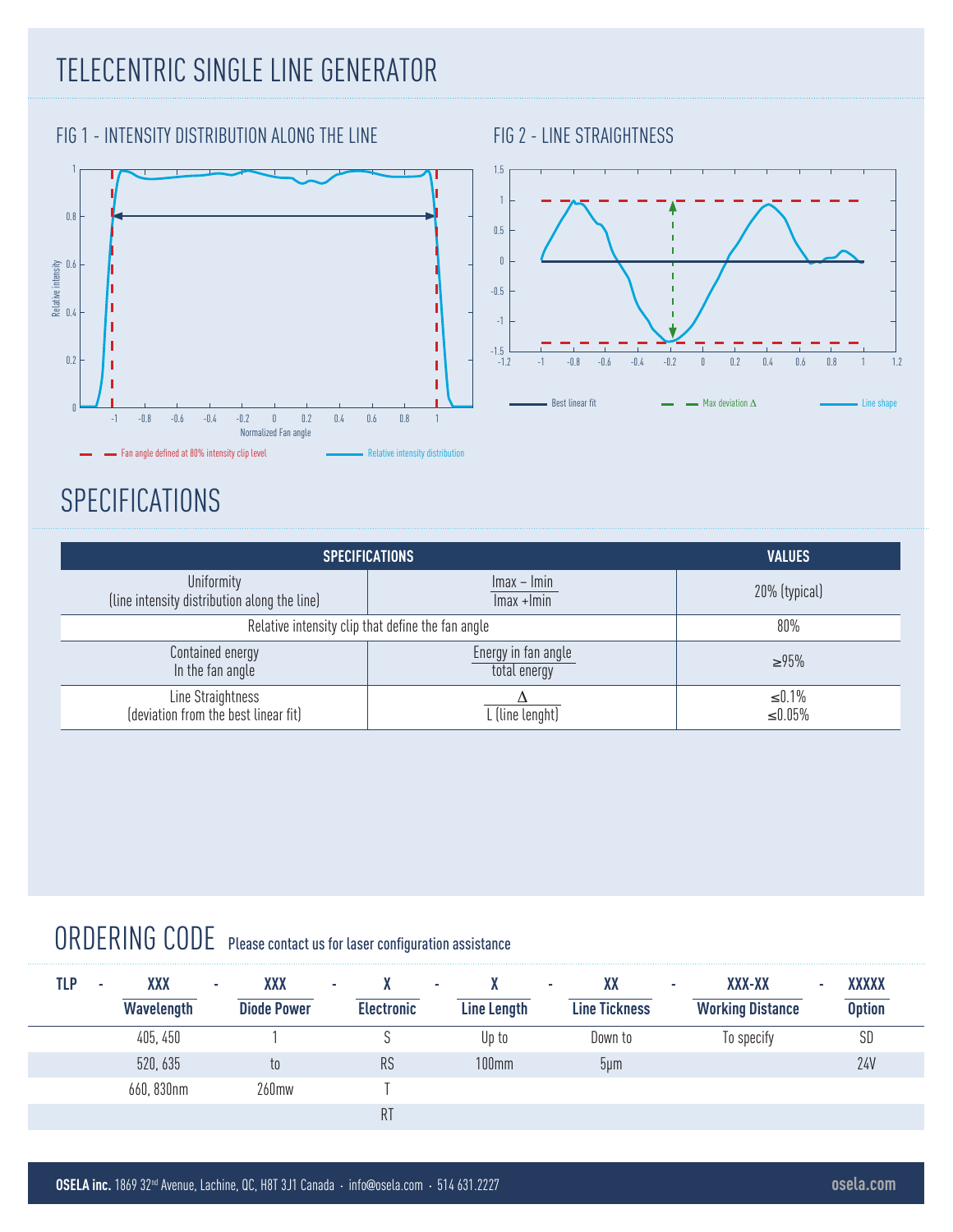# TELECENTRIC SINGLE LINE GENERATOR

## FIG 1 - INTENSITY DISTRIBUTION ALONG THE LINE

Relative intensity

1
0.8
0.6
0.4
0.2
0

-1 -0.8 -0.6 -0.4 -0.2 0 0.2 0.4 0.6 0.8 1

Normalized Fan angle

Fan angle defined at 80% intensity clip level

Relative intensity distribution

## FIG 2 - LINE STRAIGHTNESS

1.5
1
0.5
0
-0.5
-1
-1.5

-1.2 -1 -0.8 -0.6 -0.4 -0.2 0 0.2 0.4 0.6 0.8 1 1.2

Best linear fit

Max deviation Δ

Line shape

# SPECIFICATIONS

| SPECIFICATIONS | | VALUES |
|---|---|---|
| Uniformity (line intensity distribution along the line) | $\frac{Imax - Imin}{Imax + Imin}$ | 20% (typical) |
| Relative intensity clip that define the fan angle | | 80% |
| Contained energy In the fan angle | $\frac{\text{Energy in fan angle}}{\text{total energy}}$ | ≥95% |
| Line Straightness (deviation from the best linear fit) | $\frac{\Delta}{\text{L (line lenght)}}$ | ≤0.1% ≤0.05% |

# ORDERING CODE

Please contact us for laser configuration assistance

| TLP | XXX - Wavelength | XXX - Diode Power | X - Electronic | X - Line Length | XX - Line Tickness | XXX-XX - Working Distance | XXXXX - Option |
|---|---|---|---|---|---|---|---|
| | 405, 450 | 1 | S | Up to | Down to | To specify | SD |
| | 520, 635 | to | RS | 100mm | 5µm | | 24V |
| | 660, 830nm | 260mw | T | | | | |
| | | | RT | | | | |

**OSELA inc.** 1869 32nd Avenue, Lachine, QC, H8T 3J1 Canada · info@osela.com · 514 631.2227

osela.com